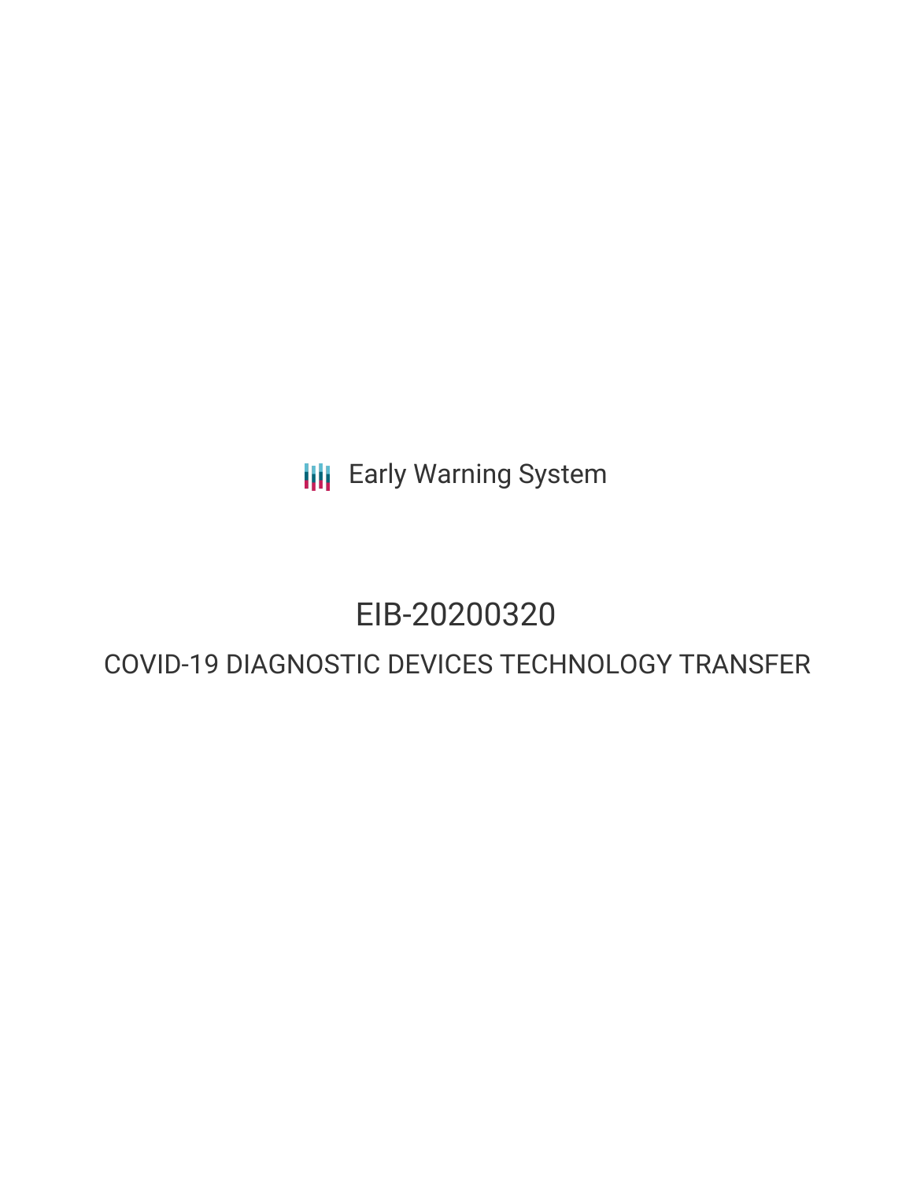Early Warning System

# EIB-20200320

## COVID-19 DIAGNOSTIC DEVICES TECHNOLOGY TRANSFER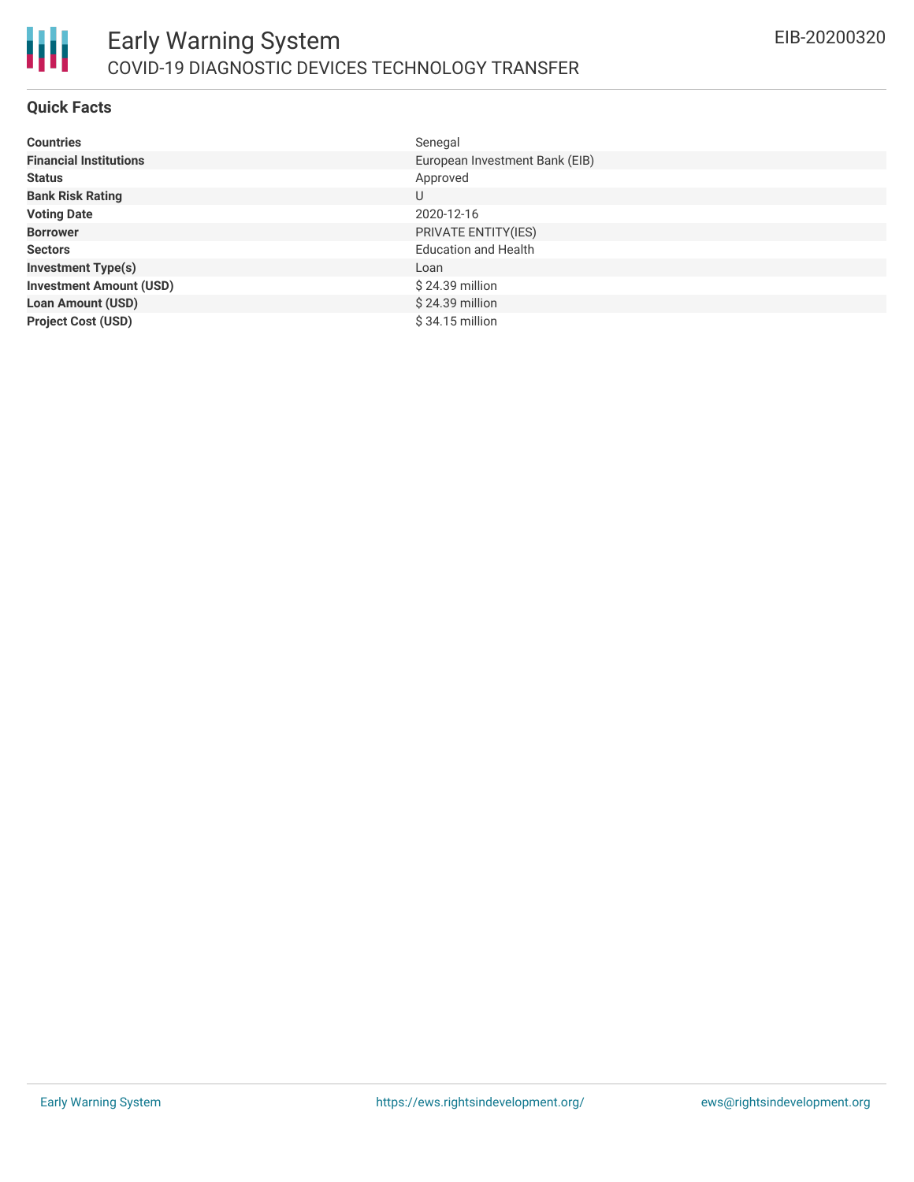# Early Warning System

## COVID-19 DIAGNOSTIC DEVICES TECHNOLOGY TRANSFER

EIB-20200320

### Quick Facts

| | |
|---|---|
| **Countries** | Senegal |
| **Financial Institutions** | European Investment Bank (EIB) |
| **Status** | Approved |
| **Bank Risk Rating** | U |
| **Voting Date** | 2020-12-16 |
| **Borrower** | PRIVATE ENTITY(IES) |
| **Sectors** | Education and Health |
| **Investment Type(s)** | Loan |
| **Investment Amount (USD)** | $ 24.39 million |
| **Loan Amount (USD)** | $ 24.39 million |
| **Project Cost (USD)** | $ 34.15 million |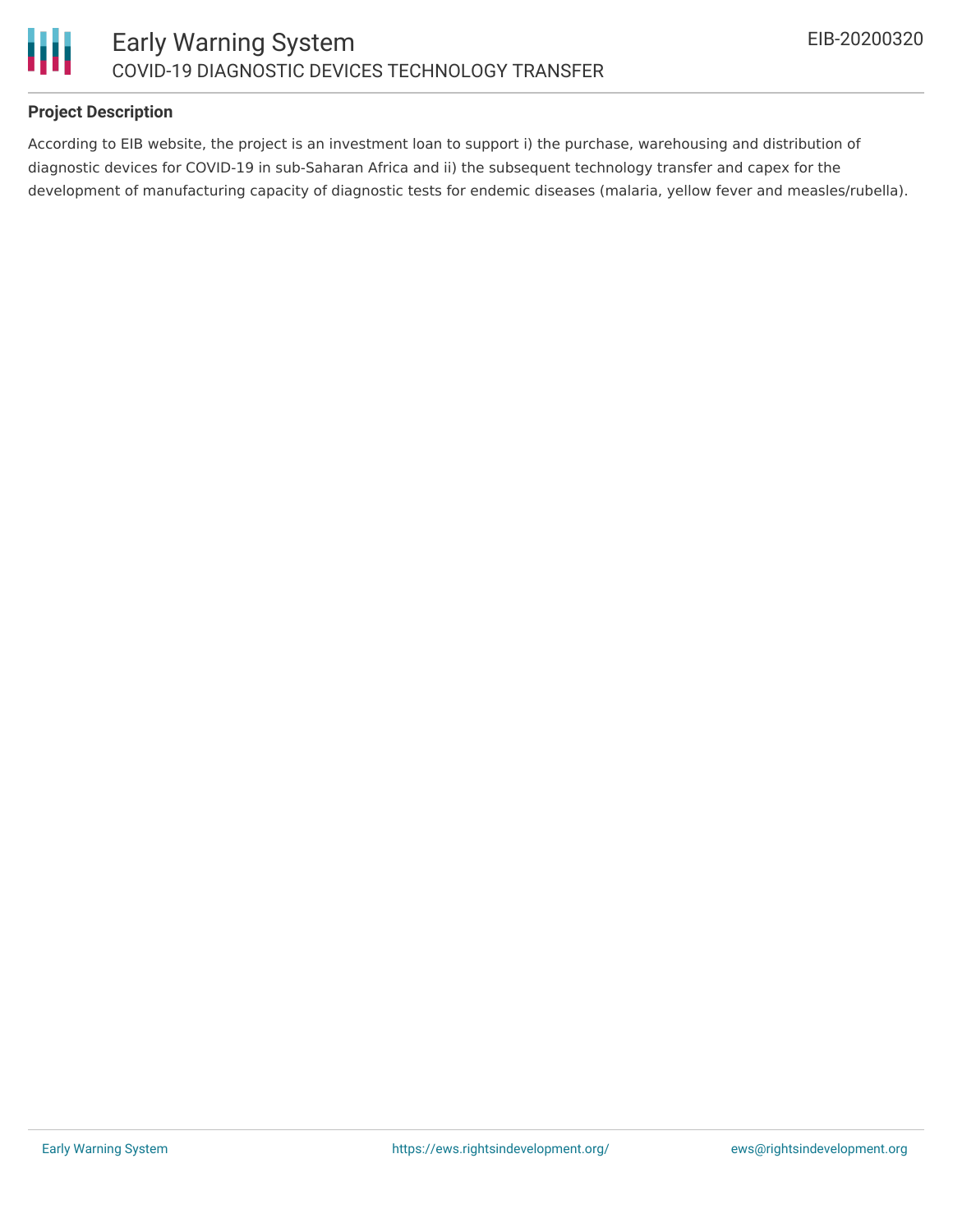## Project Description

According to EIB website, the project is an investment loan to support i) the purchase, warehousing and distribution of diagnostic devices for COVID-19 in sub-Saharan Africa and ii) the subsequent technology transfer and capex for the development of manufacturing capacity of diagnostic tests for endemic diseases (malaria, yellow fever and measles/rubella).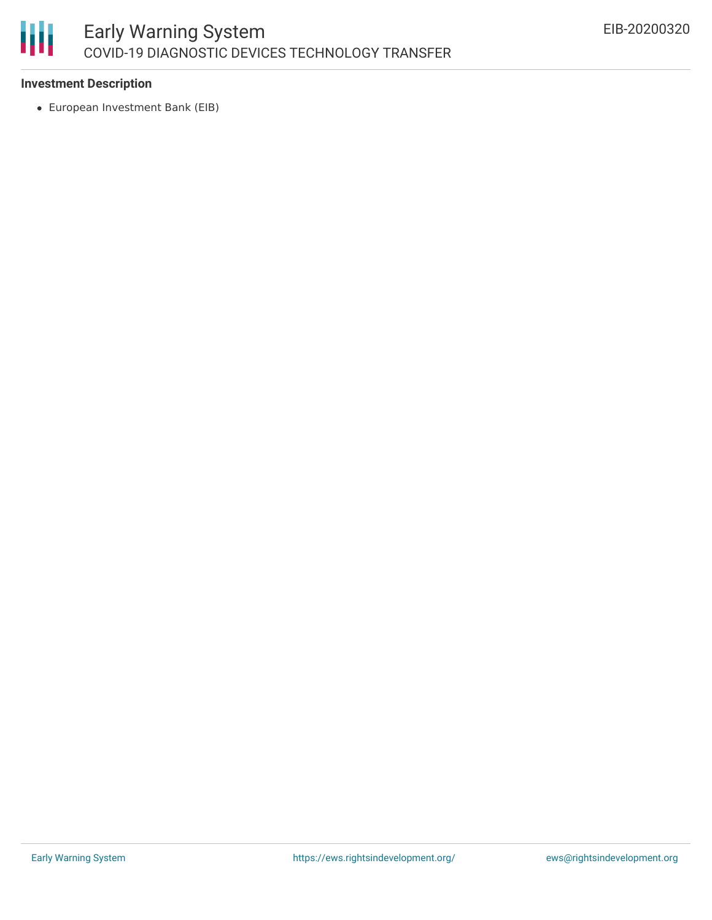### Investment Description

- European Investment Bank (EIB)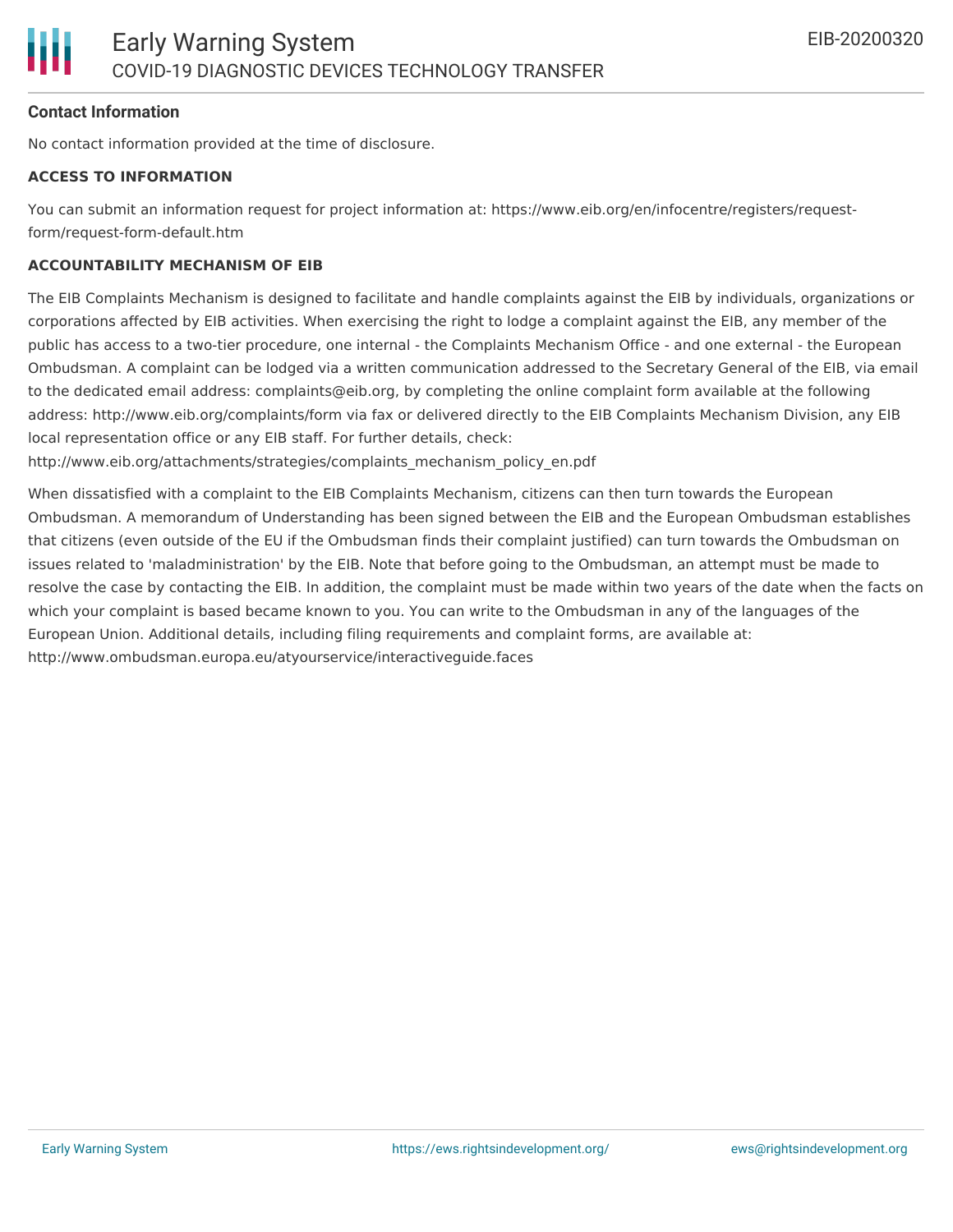**Contact Information**

No contact information provided at the time of disclosure.

**ACCESS TO INFORMATION**

You can submit an information request for project information at: https://www.eib.org/en/infocentre/registers/request-form/request-form-default.htm

**ACCOUNTABILITY MECHANISM OF EIB**

The EIB Complaints Mechanism is designed to facilitate and handle complaints against the EIB by individuals, organizations or corporations affected by EIB activities. When exercising the right to lodge a complaint against the EIB, any member of the public has access to a two-tier procedure, one internal - the Complaints Mechanism Office - and one external - the European Ombudsman. A complaint can be lodged via a written communication addressed to the Secretary General of the EIB, via email to the dedicated email address: complaints@eib.org, by completing the online complaint form available at the following address: http://www.eib.org/complaints/form via fax or delivered directly to the EIB Complaints Mechanism Division, any EIB local representation office or any EIB staff. For further details, check: http://www.eib.org/attachments/strategies/complaints_mechanism_policy_en.pdf

When dissatisfied with a complaint to the EIB Complaints Mechanism, citizens can then turn towards the European Ombudsman. A memorandum of Understanding has been signed between the EIB and the European Ombudsman establishes that citizens (even outside of the EU if the Ombudsman finds their complaint justified) can turn towards the Ombudsman on issues related to 'maladministration' by the EIB. Note that before going to the Ombudsman, an attempt must be made to resolve the case by contacting the EIB. In addition, the complaint must be made within two years of the date when the facts on which your complaint is based became known to you. You can write to the Ombudsman in any of the languages of the European Union. Additional details, including filing requirements and complaint forms, are available at: http://www.ombudsman.europa.eu/atyourservice/interactiveguide.faces